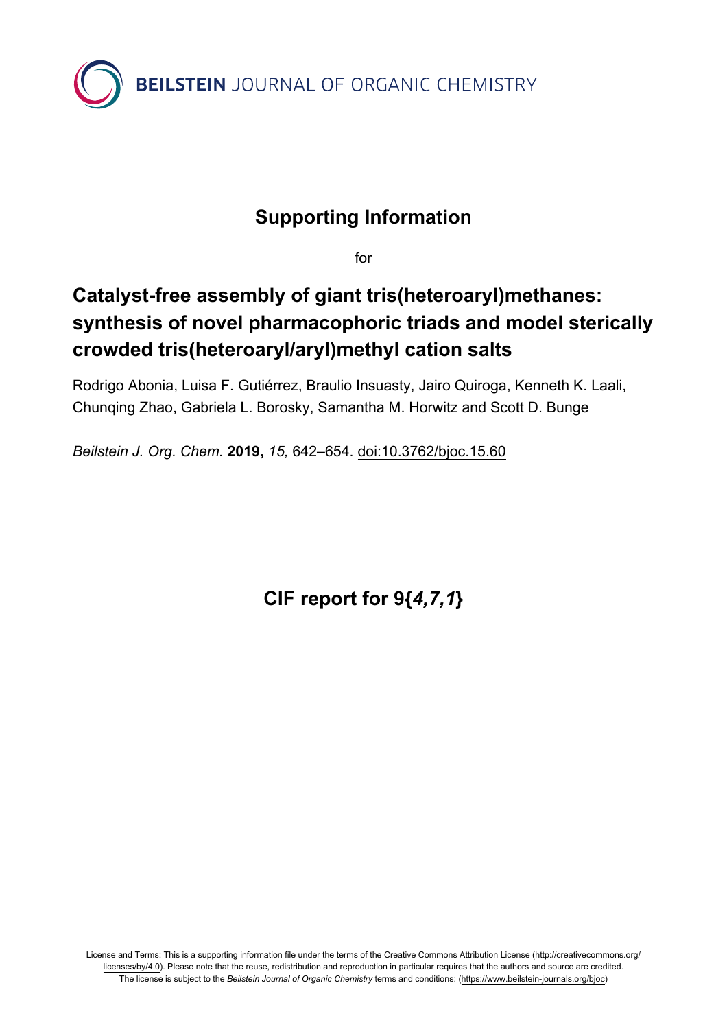BEILSTEIN JOURNAL OF ORGANIC CHEMISTRY

# Supporting Information

for

# Catalyst-free assembly of giant tris(heteroaryl)methanes: synthesis of novel pharmacophoric triads and model sterically crowded tris(heteroaryl/aryl)methyl cation salts

Rodrigo Abonia, Luisa F. Gutiérrez, Braulio Insuasty, Jairo Quiroga, Kenneth K. Laali, Chunqing Zhao, Gabriela L. Borosky, Samantha M. Horwitz and Scott D. Bunge

*Beilstein J. Org. Chem.* **2019,** *15,* 642–654. doi:10.3762/bjoc.15.60

## CIF report for 9{*4,7,1*}

License and Terms: This is a supporting information file under the terms of the Creative Commons Attribution License (http://creativecommons.org/licenses/by/4.0). Please note that the reuse, redistribution and reproduction in particular requires that the authors and source are credited. The license is subject to the *Beilstein Journal of Organic Chemistry* terms and conditions: (https://www.beilstein-journals.org/bjoc)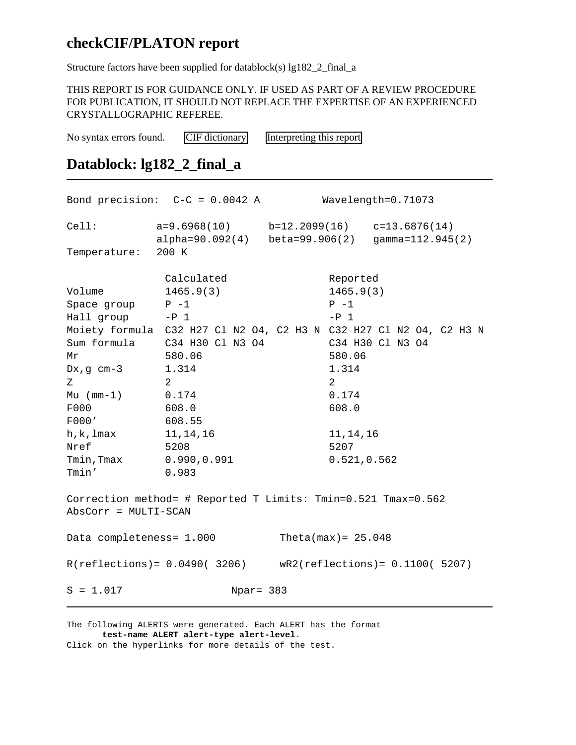# checkCIF/PLATON report

Structure factors have been supplied for datablock(s) lg182_2_final_a

THIS REPORT IS FOR GUIDANCE ONLY. IF USED AS PART OF A REVIEW PROCEDURE FOR PUBLICATION, IT SHOULD NOT REPLACE THE EXPERTISE OF AN EXPERIENCED CRYSTALLOGRAPHIC REFEREE.

No syntax errors found. CIF dictionary Interpreting this report

# Datablock: lg182_2_final_a

---

```
Bond precision:  C-C = 0.0042 A          Wavelength=0.71073

Cell:          a=9.6968(10)      b=12.2099(16)    c=13.6876(14)
               alpha=90.092(4)   beta=99.906(2)   gamma=112.945(2)
Temperature:   200 K

                Calculated                 Reported
Volume          1465.9(3)                  1465.9(3)
Space group     P -1                       P -1
Hall group      -P 1                       -P 1
Moiety formula  C32 H27 Cl N2 O4, C2 H3 N  C32 H27 Cl N2 O4, C2 H3 N
Sum formula     C34 H30 Cl N3 O4           C34 H30 Cl N3 O4
Mr              580.06                     580.06
Dx,g cm-3       1.314                      1.314
Z               2                          2
Mu (mm-1)       0.174                      0.174
F000            608.0                      608.0
F000'           608.55
h,k,lmax        11,14,16                   11,14,16
Nref            5208                       5207
Tmin,Tmax       0.990,0.991                0.521,0.562
Tmin'           0.983

Correction method= # Reported T Limits: Tmin=0.521 Tmax=0.562
AbsCorr = MULTI-SCAN

Data completeness= 1.000          Theta(max)= 25.048

R(reflections)= 0.0490( 3206)     wR2(reflections)= 0.1100( 5207)

S = 1.017                 Npar= 383
```

---

The following ALERTS were generated. Each ALERT has the format
**test-name_ALERT_alert-type_alert-level**.
Click on the hyperlinks for more details of the test.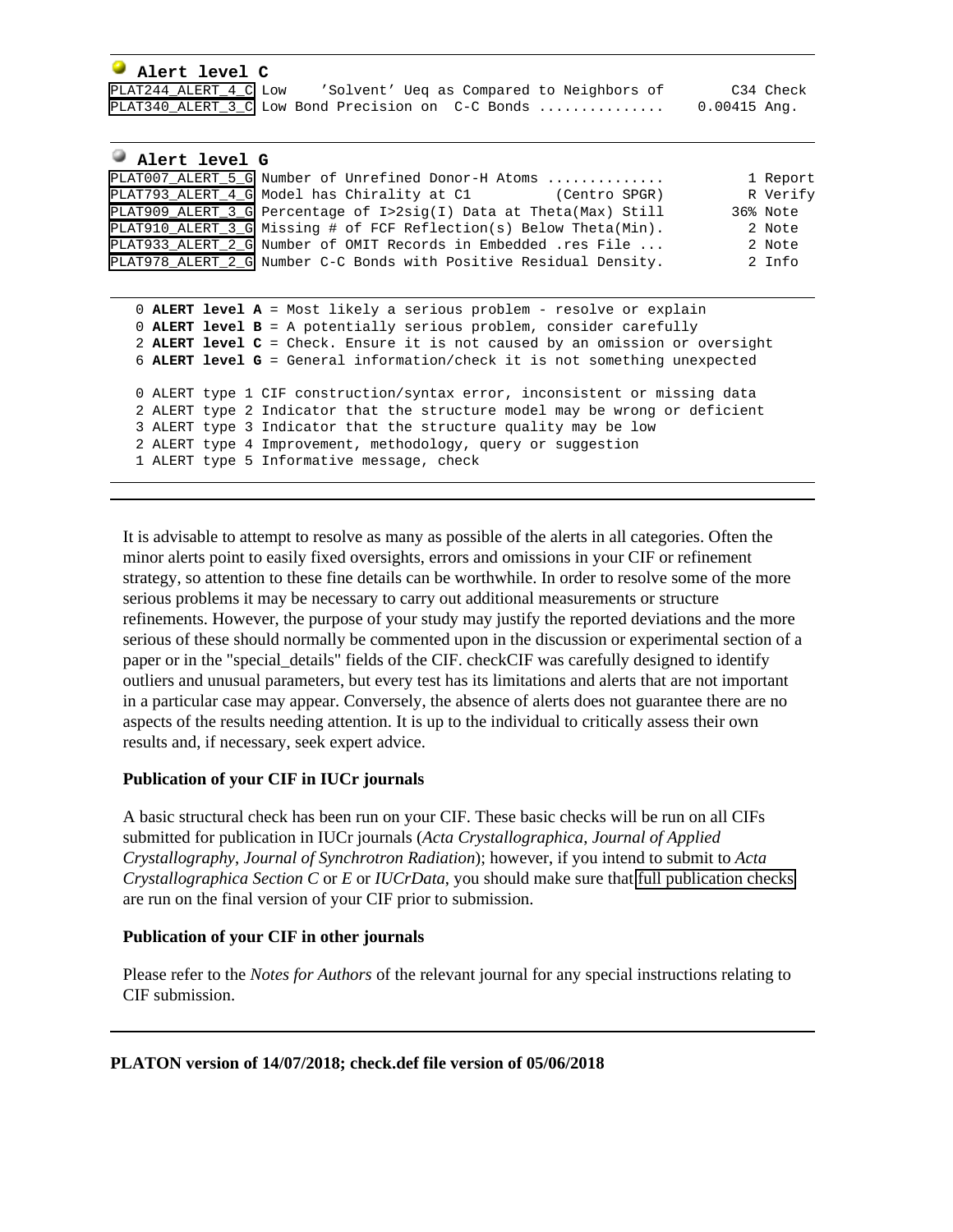### Alert level C

```
PLAT244_ALERT_4_C Low    'Solvent' Ueq as Compared to Neighbors of        C34 Check
PLAT340_ALERT_3_C Low Bond Precision on  C-C Bonds ...............    0.00415 Ang.
```

### Alert level G

```
PLAT007_ALERT_5_G Number of Unrefined Donor-H Atoms ..............          1 Report
PLAT793_ALERT_4_G Model has Chirality at C1           (Centro SPGR)         R Verify
PLAT909_ALERT_3_G Percentage of I>2sig(I) Data at Theta(Max) Still        36% Note
PLAT910_ALERT_3_G Missing # of FCF Reflection(s) Below Theta(Min).          2 Note
PLAT933_ALERT_2_G Number of OMIT Records in Embedded .res File ...          2 Note
PLAT978_ALERT_2_G Number C-C Bonds with Positive Residual Density.          2 Info
```

```
  0 ALERT level A = Most likely a serious problem - resolve or explain
  0 ALERT level B = A potentially serious problem, consider carefully
  2 ALERT level C = Check. Ensure it is not caused by an omission or oversight
  6 ALERT level G = General information/check it is not something unexpected

  0 ALERT type 1 CIF construction/syntax error, inconsistent or missing data
  2 ALERT type 2 Indicator that the structure model may be wrong or deficient
  3 ALERT type 3 Indicator that the structure quality may be low
  2 ALERT type 4 Improvement, methodology, query or suggestion
  1 ALERT type 5 Informative message, check
```

---

It is advisable to attempt to resolve as many as possible of the alerts in all categories. Often the minor alerts point to easily fixed oversights, errors and omissions in your CIF or refinement strategy, so attention to these fine details can be worthwhile. In order to resolve some of the more serious problems it may be necessary to carry out additional measurements or structure refinements. However, the purpose of your study may justify the reported deviations and the more serious of these should normally be commented upon in the discussion or experimental section of a paper or in the "special_details" fields of the CIF. checkCIF was carefully designed to identify outliers and unusual parameters, but every test has its limitations and alerts that are not important in a particular case may appear. Conversely, the absence of alerts does not guarantee there are no aspects of the results needing attention. It is up to the individual to critically assess their own results and, if necessary, seek expert advice.

**Publication of your CIF in IUCr journals**

A basic structural check has been run on your CIF. These basic checks will be run on all CIFs submitted for publication in IUCr journals (*Acta Crystallographica*, *Journal of Applied Crystallography*, *Journal of Synchrotron Radiation*); however, if you intend to submit to *Acta Crystallographica Section C* or *E* or *IUCrData*, you should make sure that full publication checks are run on the final version of your CIF prior to submission.

**Publication of your CIF in other journals**

Please refer to the *Notes for Authors* of the relevant journal for any special instructions relating to CIF submission.

---

**PLATON version of 14/07/2018; check.def file version of 05/06/2018**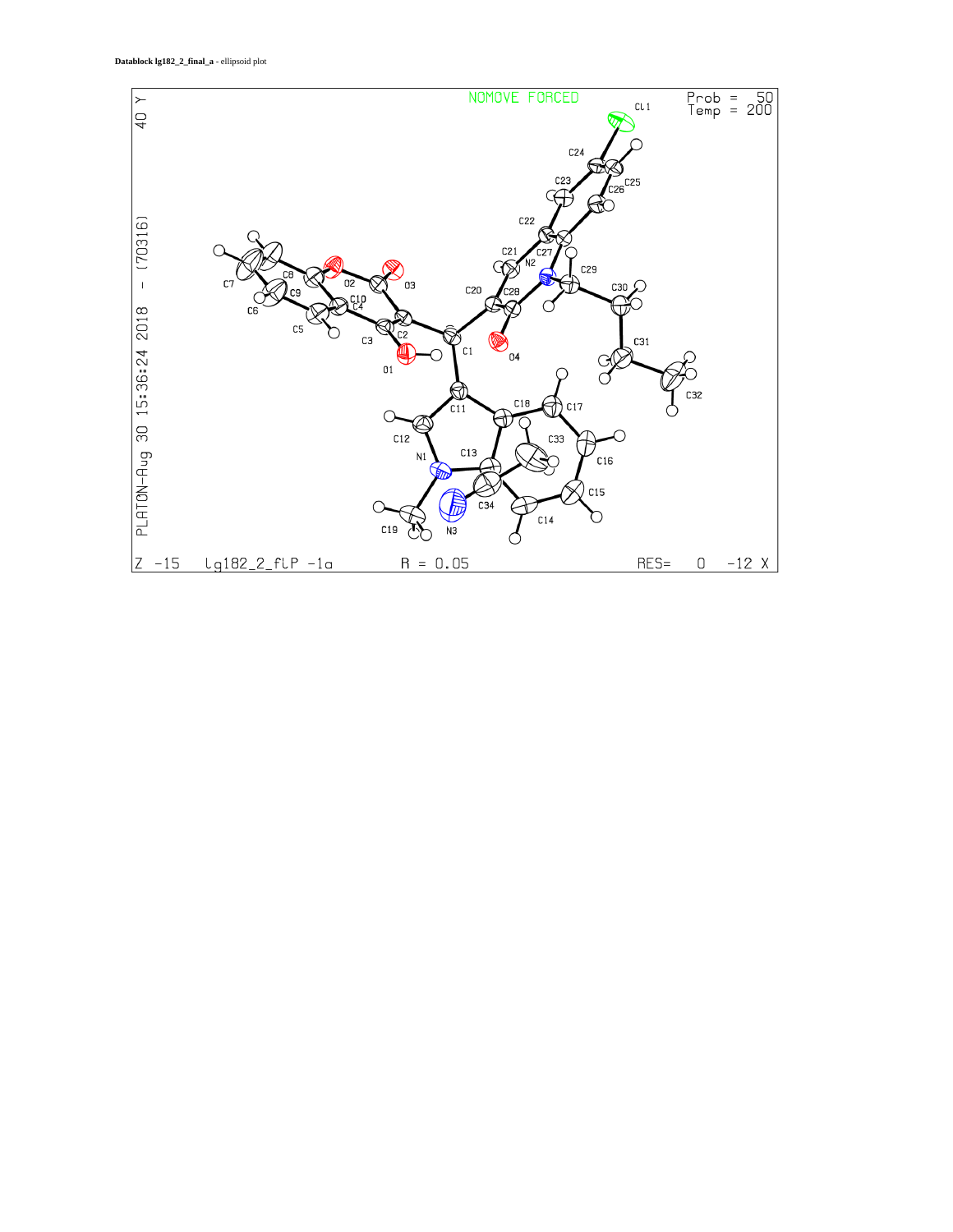**Datablock lg182_2_final_a** - ellipsoid plot

NOMOVE FORCED

Prob = 50
Temp = 200

40 Y

PLATON-Aug 30 15:36:24 2018 - (70316)

Cl1
C24
C25
C23
C26
C22
C21
C27
N2
C29
C20
C28
C30
C8
O2
O3
C7
C9
C10
C4
C6
C5
C3
C2
C1
O4
C31
O1
C11
C18
C17
C32
C12
C33
N1
C13
C16
C15
C34
C14
C19
N3

Z -15 lg182_2_flP -1a R = 0.05 RES= 0 -12 X